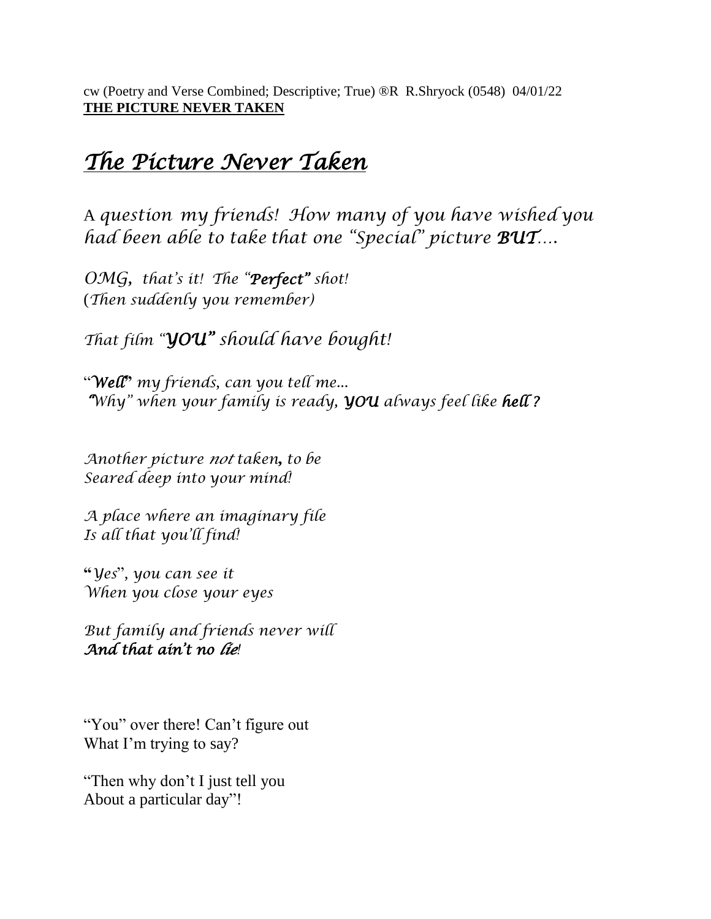cw (Poetry and Verse Combined; Descriptive; True) ®R R.Shryock (0548) 04/01/22
**THE PICTURE NEVER TAKEN**

# *The Picture Never Taken*

A *question my friends! How many of you have wished you had been able to take that one "Special" picture **BUT**....*

*OMG, that's it! The "**Perfect"** shot!*
*(Then suddenly you remember)*

*That film "**YOU"** should have bought!*

"***Well***" *my friends, can you tell me...*
*"Why" when your family is ready, **YOU** always feel like **hell ?***

*Another picture not taken, to be*
*Seared deep into your mind!*

*A place where an imaginary file*
*Is all that you'll find!*

**"***Yes*", *you can see it*
*When you close your eyes*

*But family and friends never will*
***And that ain't no lie!***

"You" over there! Can't figure out
What I'm trying to say?

"Then why don't I just tell you
About a particular day"!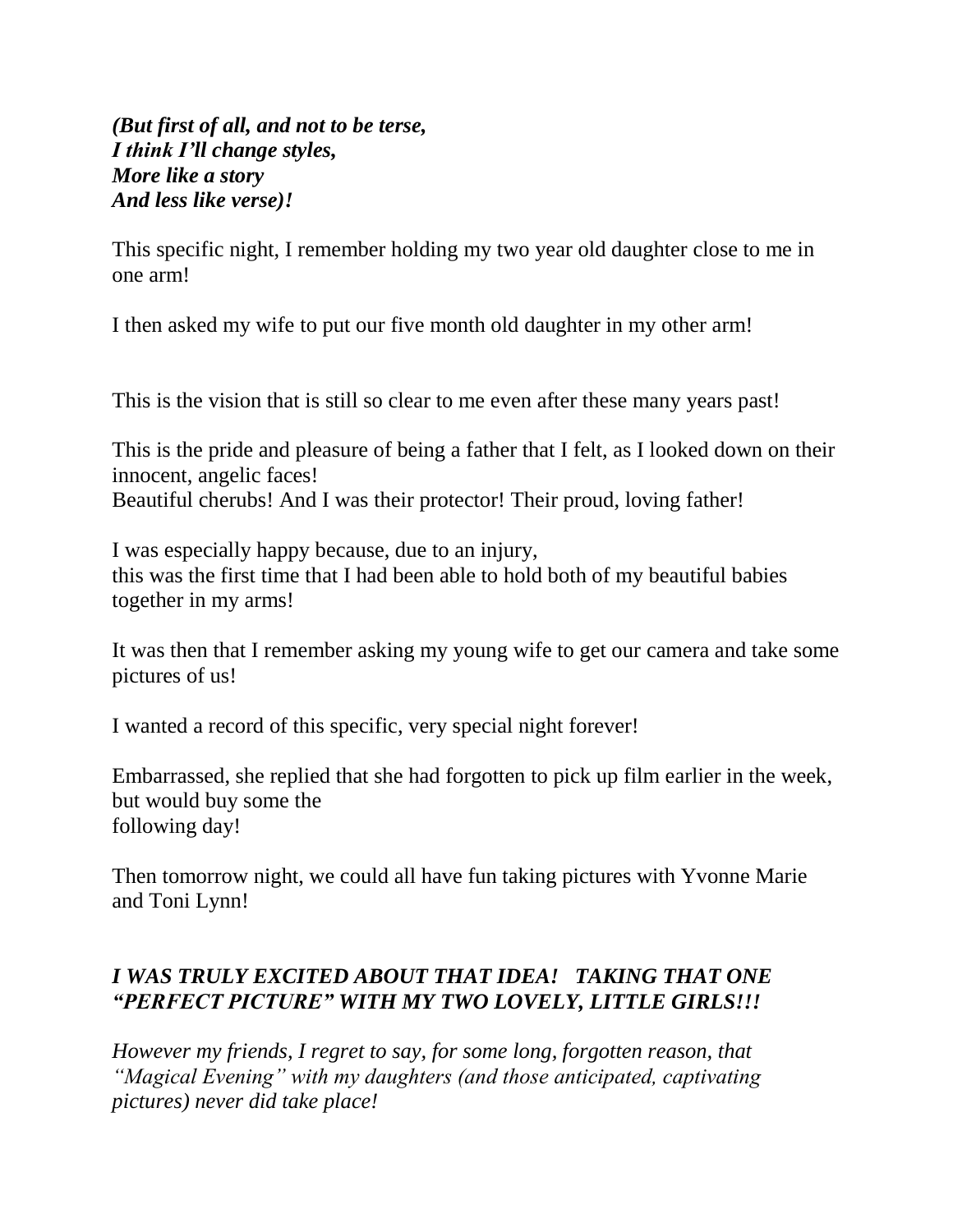***(But first of all, and not to be terse,***
***I think I'll change styles,***
***More like a story***
***And less like verse)!***

This specific night, I remember holding my two year old daughter close to me in one arm!

I then asked my wife to put our five month old daughter in my other arm!

This is the vision that is still so clear to me even after these many years past!

This is the pride and pleasure of being a father that I felt, as I looked down on their innocent, angelic faces!
Beautiful cherubs! And I was their protector! Their proud, loving father!

I was especially happy because, due to an injury,
this was the first time that I had been able to hold both of my beautiful babies together in my arms!

It was then that I remember asking my young wife to get our camera and take some pictures of us!

I wanted a record of this specific, very special night forever!

Embarrassed, she replied that she had forgotten to pick up film earlier in the week, but would buy some the
following day!

Then tomorrow night, we could all have fun taking pictures with Yvonne Marie and Toni Lynn!

***I WAS TRULY EXCITED ABOUT THAT IDEA! TAKING THAT ONE "PERFECT PICTURE" WITH MY TWO LOVELY, LITTLE GIRLS!!!***

*However my friends, I regret to say, for some long, forgotten reason, that "Magical Evening" with my daughters (and those anticipated, captivating pictures) never did take place!*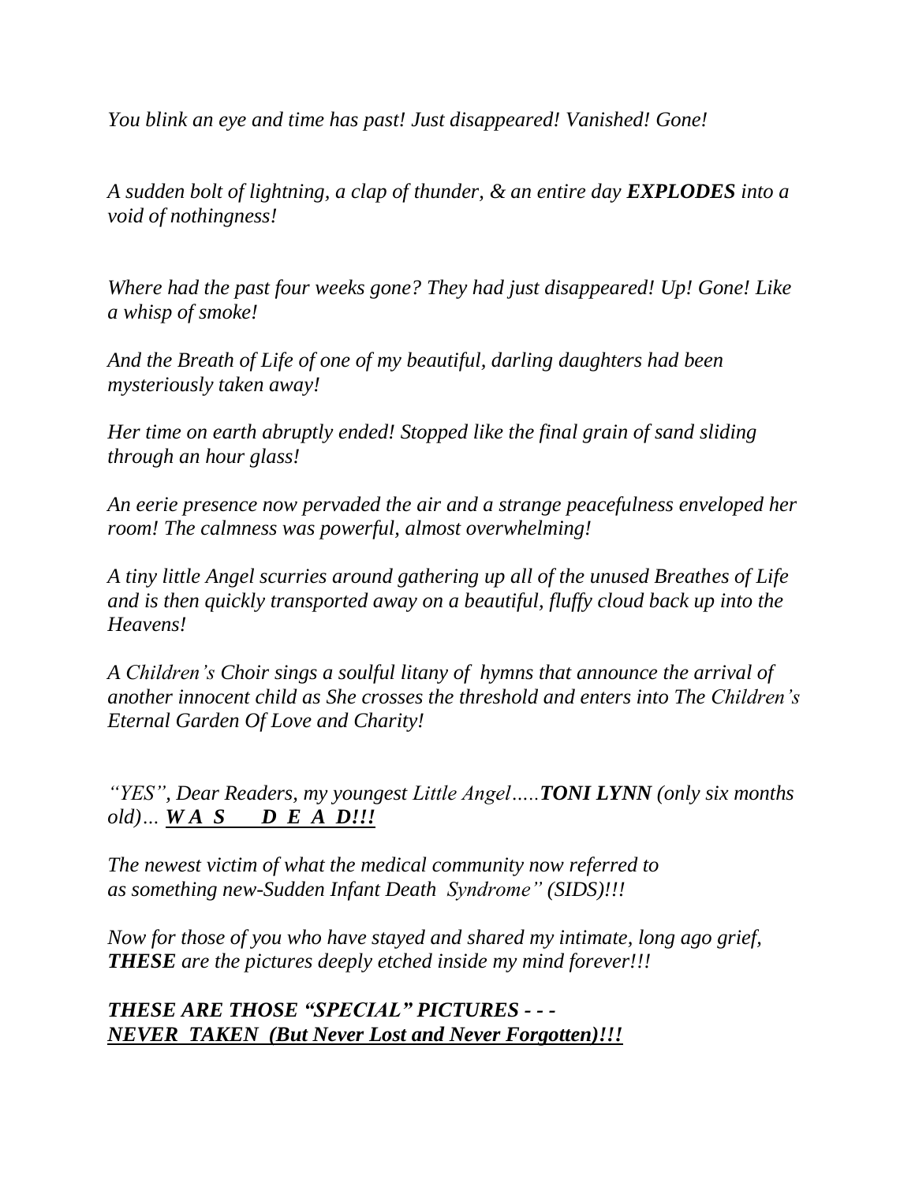*You blink an eye and time has past! Just disappeared! Vanished! Gone!*

*A sudden bolt of lightning, a clap of thunder, & an entire day **EXPLODES** into a void of nothingness!*

*Where had the past four weeks gone? They had just disappeared! Up! Gone! Like a whisp of smoke!*

*And the Breath of Life of one of my beautiful, darling daughters had been mysteriously taken away!*

*Her time on earth abruptly ended! Stopped like the final grain of sand sliding through an hour glass!*

*An eerie presence now pervaded the air and a strange peacefulness enveloped her room! The calmness was powerful, almost overwhelming!*

*A tiny little Angel scurries around gathering up all of the unused Breathes of Life and is then quickly transported away on a beautiful, fluffy cloud back up into the Heavens!*

*A Children's Choir sings a soulful litany of hymns that announce the arrival of another innocent child as She crosses the threshold and enters into The Children's Eternal Garden Of Love and Charity!*

*"YES", Dear Readers, my youngest Little Angel…..**TONI LYNN** (only six months old)… **<u>W A S D E A D!!!</u>***

*The newest victim of what the medical community now referred to as something new-Sudden Infant Death Syndrome" (SIDS)!!!*

*Now for those of you who have stayed and shared my intimate, long ago grief, **THESE** are the pictures deeply etched inside my mind forever!!!*

***THESE ARE THOSE "SPECIAL" PICTURES - - -***
***<u>NEVER TAKEN (But Never Lost and Never Forgotten)!!!</u>***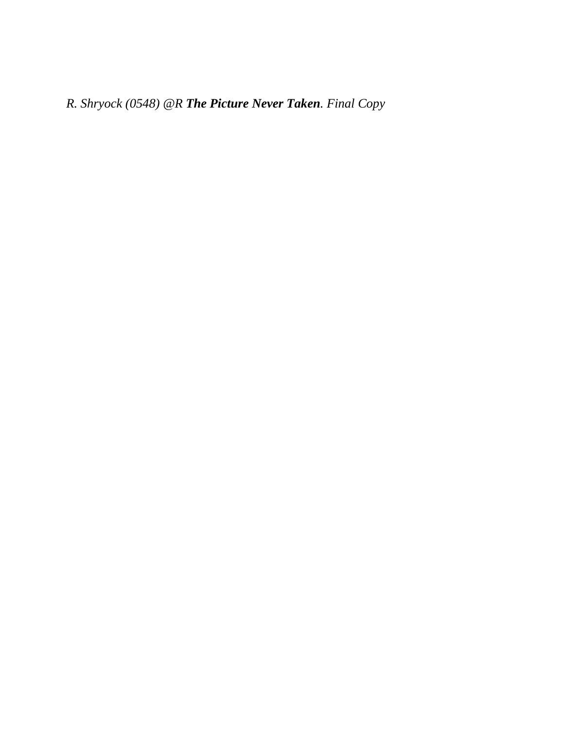*R. Shryock (0548) @R **The Picture Never Taken**. Final Copy*